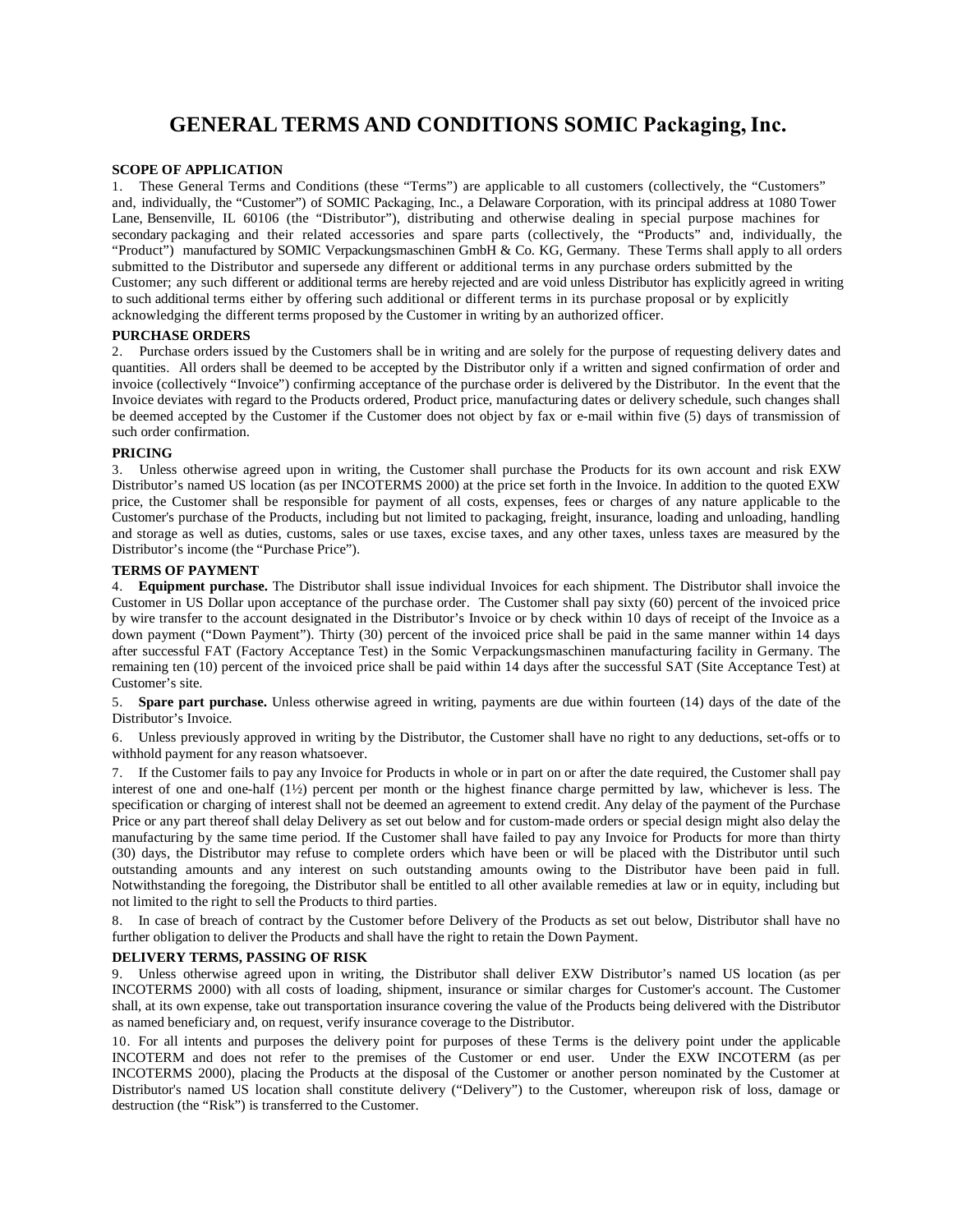# GENERAL TERMS AND CONDITIONS SOMIC Packaging, Inc.

**SCOPE OF APPLICATION**

1. These General Terms and Conditions (these "Terms") are applicable to all customers (collectively, the "Customers" and, individually, the "Customer") of SOMIC Packaging, Inc., a Delaware Corporation, with its principal address at 1080 Tower Lane, Bensenville, IL 60106 (the "Distributor"), distributing and otherwise dealing in special purpose machines for secondary packaging and their related accessories and spare parts (collectively, the "Products" and, individually, the "Product") manufactured by SOMIC Verpackungsmaschinen GmbH & Co. KG, Germany. These Terms shall apply to all orders submitted to the Distributor and supersede any different or additional terms in any purchase orders submitted by the Customer; any such different or additional terms are hereby rejected and are void unless Distributor has explicitly agreed in writing to such additional terms either by offering such additional or different terms in its purchase proposal or by explicitly acknowledging the different terms proposed by the Customer in writing by an authorized officer.

**PURCHASE ORDERS**

2. Purchase orders issued by the Customers shall be in writing and are solely for the purpose of requesting delivery dates and quantities. All orders shall be deemed to be accepted by the Distributor only if a written and signed confirmation of order and invoice (collectively "Invoice") confirming acceptance of the purchase order is delivered by the Distributor. In the event that the Invoice deviates with regard to the Products ordered, Product price, manufacturing dates or delivery schedule, such changes shall be deemed accepted by the Customer if the Customer does not object by fax or e-mail within five (5) days of transmission of such order confirmation.

**PRICING**

3. Unless otherwise agreed upon in writing, the Customer shall purchase the Products for its own account and risk EXW Distributor's named US location (as per INCOTERMS 2000) at the price set forth in the Invoice. In addition to the quoted EXW price, the Customer shall be responsible for payment of all costs, expenses, fees or charges of any nature applicable to the Customer's purchase of the Products, including but not limited to packaging, freight, insurance, loading and unloading, handling and storage as well as duties, customs, sales or use taxes, excise taxes, and any other taxes, unless taxes are measured by the Distributor's income (the "Purchase Price").

**TERMS OF PAYMENT**

4. **Equipment purchase.** The Distributor shall issue individual Invoices for each shipment. The Distributor shall invoice the Customer in US Dollar upon acceptance of the purchase order. The Customer shall pay sixty (60) percent of the invoiced price by wire transfer to the account designated in the Distributor's Invoice or by check within 10 days of receipt of the Invoice as a down payment ("Down Payment"). Thirty (30) percent of the invoiced price shall be paid in the same manner within 14 days after successful FAT (Factory Acceptance Test) in the Somic Verpackungsmaschinen manufacturing facility in Germany. The remaining ten (10) percent of the invoiced price shall be paid within 14 days after the successful SAT (Site Acceptance Test) at Customer's site.

5. **Spare part purchase.** Unless otherwise agreed in writing, payments are due within fourteen (14) days of the date of the Distributor's Invoice.

6. Unless previously approved in writing by the Distributor, the Customer shall have no right to any deductions, set-offs or to withhold payment for any reason whatsoever.

7. If the Customer fails to pay any Invoice for Products in whole or in part on or after the date required, the Customer shall pay interest of one and one-half (1½) percent per month or the highest finance charge permitted by law, whichever is less. The specification or charging of interest shall not be deemed an agreement to extend credit. Any delay of the payment of the Purchase Price or any part thereof shall delay Delivery as set out below and for custom-made orders or special design might also delay the manufacturing by the same time period. If the Customer shall have failed to pay any Invoice for Products for more than thirty (30) days, the Distributor may refuse to complete orders which have been or will be placed with the Distributor until such outstanding amounts and any interest on such outstanding amounts owing to the Distributor have been paid in full. Notwithstanding the foregoing, the Distributor shall be entitled to all other available remedies at law or in equity, including but not limited to the right to sell the Products to third parties.

8. In case of breach of contract by the Customer before Delivery of the Products as set out below, Distributor shall have no further obligation to deliver the Products and shall have the right to retain the Down Payment.

**DELIVERY TERMS, PASSING OF RISK**

9. Unless otherwise agreed upon in writing, the Distributor shall deliver EXW Distributor's named US location (as per INCOTERMS 2000) with all costs of loading, shipment, insurance or similar charges for Customer's account. The Customer shall, at its own expense, take out transportation insurance covering the value of the Products being delivered with the Distributor as named beneficiary and, on request, verify insurance coverage to the Distributor.

10. For all intents and purposes the delivery point for purposes of these Terms is the delivery point under the applicable INCOTERM and does not refer to the premises of the Customer or end user. Under the EXW INCOTERM (as per INCOTERMS 2000), placing the Products at the disposal of the Customer or another person nominated by the Customer at Distributor's named US location shall constitute delivery ("Delivery") to the Customer, whereupon risk of loss, damage or destruction (the "Risk") is transferred to the Customer.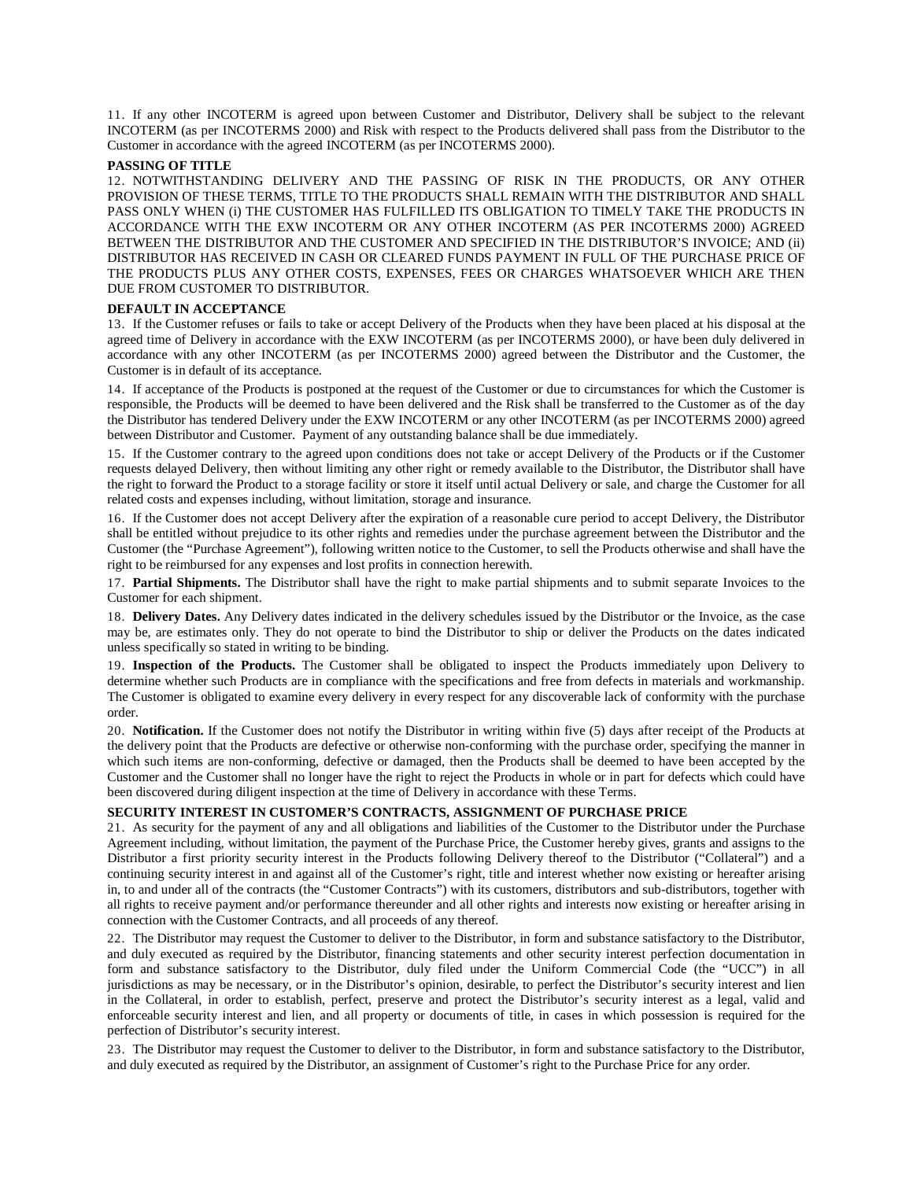11. If any other INCOTERM is agreed upon between Customer and Distributor, Delivery shall be subject to the relevant INCOTERM (as per INCOTERMS 2000) and Risk with respect to the Products delivered shall pass from the Distributor to the Customer in accordance with the agreed INCOTERM (as per INCOTERMS 2000).

**PASSING OF TITLE**

12. NOTWITHSTANDING DELIVERY AND THE PASSING OF RISK IN THE PRODUCTS, OR ANY OTHER PROVISION OF THESE TERMS, TITLE TO THE PRODUCTS SHALL REMAIN WITH THE DISTRIBUTOR AND SHALL PASS ONLY WHEN (i) THE CUSTOMER HAS FULFILLED ITS OBLIGATION TO TIMELY TAKE THE PRODUCTS IN ACCORDANCE WITH THE EXW INCOTERM OR ANY OTHER INCOTERM (AS PER INCOTERMS 2000) AGREED BETWEEN THE DISTRIBUTOR AND THE CUSTOMER AND SPECIFIED IN THE DISTRIBUTOR'S INVOICE; AND (ii) DISTRIBUTOR HAS RECEIVED IN CASH OR CLEARED FUNDS PAYMENT IN FULL OF THE PURCHASE PRICE OF THE PRODUCTS PLUS ANY OTHER COSTS, EXPENSES, FEES OR CHARGES WHATSOEVER WHICH ARE THEN DUE FROM CUSTOMER TO DISTRIBUTOR.

**DEFAULT IN ACCEPTANCE**

13. If the Customer refuses or fails to take or accept Delivery of the Products when they have been placed at his disposal at the agreed time of Delivery in accordance with the EXW INCOTERM (as per INCOTERMS 2000), or have been duly delivered in accordance with any other INCOTERM (as per INCOTERMS 2000) agreed between the Distributor and the Customer, the Customer is in default of its acceptance.

14. If acceptance of the Products is postponed at the request of the Customer or due to circumstances for which the Customer is responsible, the Products will be deemed to have been delivered and the Risk shall be transferred to the Customer as of the day the Distributor has tendered Delivery under the EXW INCOTERM or any other INCOTERM (as per INCOTERMS 2000) agreed between Distributor and Customer. Payment of any outstanding balance shall be due immediately.

15. If the Customer contrary to the agreed upon conditions does not take or accept Delivery of the Products or if the Customer requests delayed Delivery, then without limiting any other right or remedy available to the Distributor, the Distributor shall have the right to forward the Product to a storage facility or store it itself until actual Delivery or sale, and charge the Customer for all related costs and expenses including, without limitation, storage and insurance.

16. If the Customer does not accept Delivery after the expiration of a reasonable cure period to accept Delivery, the Distributor shall be entitled without prejudice to its other rights and remedies under the purchase agreement between the Distributor and the Customer (the "Purchase Agreement"), following written notice to the Customer, to sell the Products otherwise and shall have the right to be reimbursed for any expenses and lost profits in connection herewith.

17. **Partial Shipments.** The Distributor shall have the right to make partial shipments and to submit separate Invoices to the Customer for each shipment.

18. **Delivery Dates.** Any Delivery dates indicated in the delivery schedules issued by the Distributor or the Invoice, as the case may be, are estimates only. They do not operate to bind the Distributor to ship or deliver the Products on the dates indicated unless specifically so stated in writing to be binding.

19. **Inspection of the Products.** The Customer shall be obligated to inspect the Products immediately upon Delivery to determine whether such Products are in compliance with the specifications and free from defects in materials and workmanship. The Customer is obligated to examine every delivery in every respect for any discoverable lack of conformity with the purchase order.

20. **Notification.** If the Customer does not notify the Distributor in writing within five (5) days after receipt of the Products at the delivery point that the Products are defective or otherwise non-conforming with the purchase order, specifying the manner in which such items are non-conforming, defective or damaged, then the Products shall be deemed to have been accepted by the Customer and the Customer shall no longer have the right to reject the Products in whole or in part for defects which could have been discovered during diligent inspection at the time of Delivery in accordance with these Terms.

**SECURITY INTEREST IN CUSTOMER'S CONTRACTS, ASSIGNMENT OF PURCHASE PRICE**

21. As security for the payment of any and all obligations and liabilities of the Customer to the Distributor under the Purchase Agreement including, without limitation, the payment of the Purchase Price, the Customer hereby gives, grants and assigns to the Distributor a first priority security interest in the Products following Delivery thereof to the Distributor ("Collateral") and a continuing security interest in and against all of the Customer's right, title and interest whether now existing or hereafter arising in, to and under all of the contracts (the "Customer Contracts") with its customers, distributors and sub-distributors, together with all rights to receive payment and/or performance thereunder and all other rights and interests now existing or hereafter arising in connection with the Customer Contracts, and all proceeds of any thereof.

22. The Distributor may request the Customer to deliver to the Distributor, in form and substance satisfactory to the Distributor, and duly executed as required by the Distributor, financing statements and other security interest perfection documentation in form and substance satisfactory to the Distributor, duly filed under the Uniform Commercial Code (the "UCC") in all jurisdictions as may be necessary, or in the Distributor's opinion, desirable, to perfect the Distributor's security interest and lien in the Collateral, in order to establish, perfect, preserve and protect the Distributor's security interest as a legal, valid and enforceable security interest and lien, and all property or documents of title, in cases in which possession is required for the perfection of Distributor's security interest.

23. The Distributor may request the Customer to deliver to the Distributor, in form and substance satisfactory to the Distributor, and duly executed as required by the Distributor, an assignment of Customer's right to the Purchase Price for any order.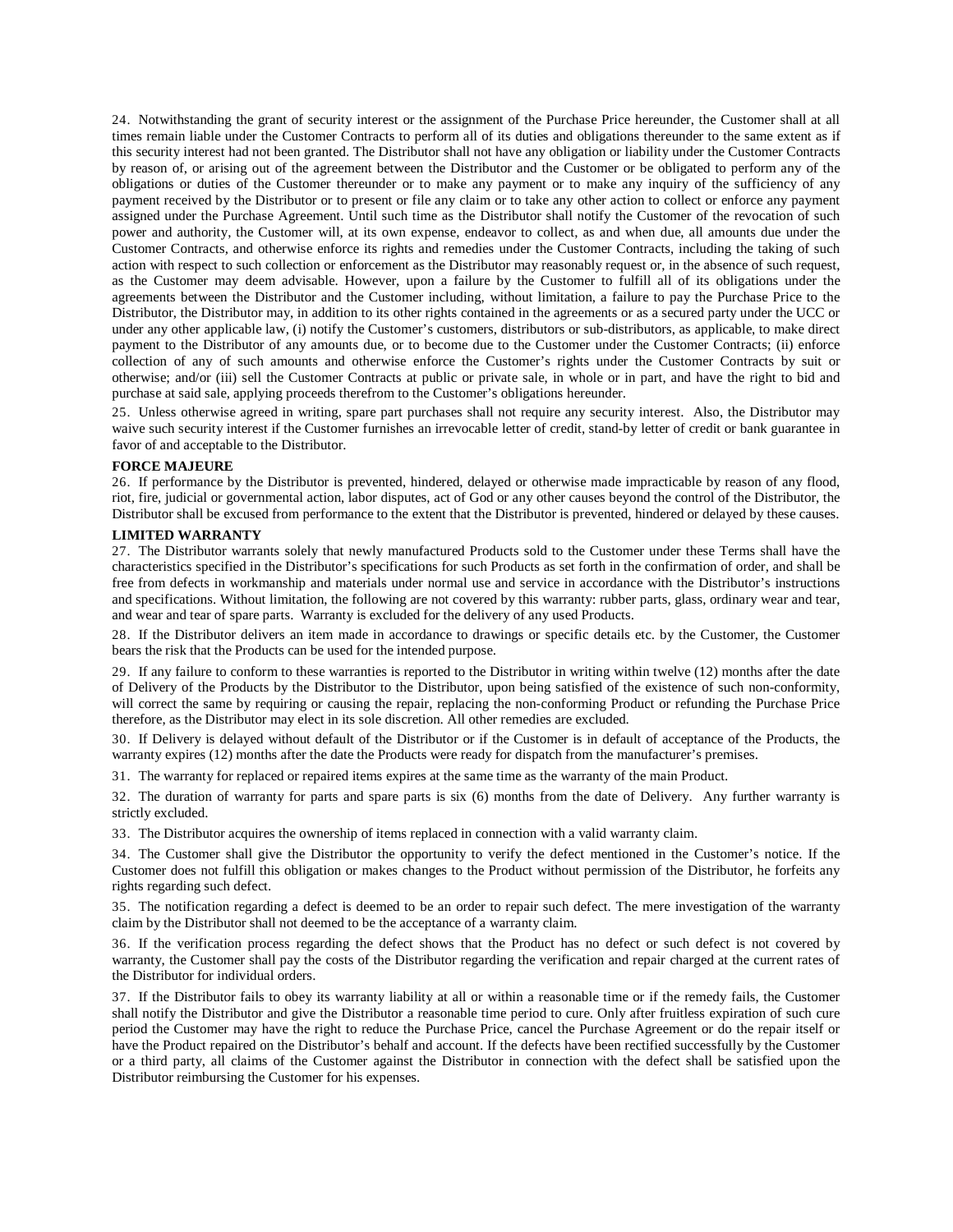24. Notwithstanding the grant of security interest or the assignment of the Purchase Price hereunder, the Customer shall at all times remain liable under the Customer Contracts to perform all of its duties and obligations thereunder to the same extent as if this security interest had not been granted. The Distributor shall not have any obligation or liability under the Customer Contracts by reason of, or arising out of the agreement between the Distributor and the Customer or be obligated to perform any of the obligations or duties of the Customer thereunder or to make any payment or to make any inquiry of the sufficiency of any payment received by the Distributor or to present or file any claim or to take any other action to collect or enforce any payment assigned under the Purchase Agreement. Until such time as the Distributor shall notify the Customer of the revocation of such power and authority, the Customer will, at its own expense, endeavor to collect, as and when due, all amounts due under the Customer Contracts, and otherwise enforce its rights and remedies under the Customer Contracts, including the taking of such action with respect to such collection or enforcement as the Distributor may reasonably request or, in the absence of such request, as the Customer may deem advisable. However, upon a failure by the Customer to fulfill all of its obligations under the agreements between the Distributor and the Customer including, without limitation, a failure to pay the Purchase Price to the Distributor, the Distributor may, in addition to its other rights contained in the agreements or as a secured party under the UCC or under any other applicable law, (i) notify the Customer's customers, distributors or sub-distributors, as applicable, to make direct payment to the Distributor of any amounts due, or to become due to the Customer under the Customer Contracts; (ii) enforce collection of any of such amounts and otherwise enforce the Customer's rights under the Customer Contracts by suit or otherwise; and/or (iii) sell the Customer Contracts at public or private sale, in whole or in part, and have the right to bid and purchase at said sale, applying proceeds therefrom to the Customer's obligations hereunder.

25. Unless otherwise agreed in writing, spare part purchases shall not require any security interest. Also, the Distributor may waive such security interest if the Customer furnishes an irrevocable letter of credit, stand-by letter of credit or bank guarantee in favor of and acceptable to the Distributor.

**FORCE MAJEURE**

26. If performance by the Distributor is prevented, hindered, delayed or otherwise made impracticable by reason of any flood, riot, fire, judicial or governmental action, labor disputes, act of God or any other causes beyond the control of the Distributor, the Distributor shall be excused from performance to the extent that the Distributor is prevented, hindered or delayed by these causes.

**LIMITED WARRANTY**

27. The Distributor warrants solely that newly manufactured Products sold to the Customer under these Terms shall have the characteristics specified in the Distributor's specifications for such Products as set forth in the confirmation of order, and shall be free from defects in workmanship and materials under normal use and service in accordance with the Distributor's instructions and specifications. Without limitation, the following are not covered by this warranty: rubber parts, glass, ordinary wear and tear, and wear and tear of spare parts. Warranty is excluded for the delivery of any used Products.

28. If the Distributor delivers an item made in accordance to drawings or specific details etc. by the Customer, the Customer bears the risk that the Products can be used for the intended purpose.

29. If any failure to conform to these warranties is reported to the Distributor in writing within twelve (12) months after the date of Delivery of the Products by the Distributor to the Distributor, upon being satisfied of the existence of such non-conformity, will correct the same by requiring or causing the repair, replacing the non-conforming Product or refunding the Purchase Price therefore, as the Distributor may elect in its sole discretion. All other remedies are excluded.

30. If Delivery is delayed without default of the Distributor or if the Customer is in default of acceptance of the Products, the warranty expires (12) months after the date the Products were ready for dispatch from the manufacturer's premises.

31. The warranty for replaced or repaired items expires at the same time as the warranty of the main Product.

32. The duration of warranty for parts and spare parts is six (6) months from the date of Delivery. Any further warranty is strictly excluded.

33. The Distributor acquires the ownership of items replaced in connection with a valid warranty claim.

34. The Customer shall give the Distributor the opportunity to verify the defect mentioned in the Customer's notice. If the Customer does not fulfill this obligation or makes changes to the Product without permission of the Distributor, he forfeits any rights regarding such defect.

35. The notification regarding a defect is deemed to be an order to repair such defect. The mere investigation of the warranty claim by the Distributor shall not deemed to be the acceptance of a warranty claim.

36. If the verification process regarding the defect shows that the Product has no defect or such defect is not covered by warranty, the Customer shall pay the costs of the Distributor regarding the verification and repair charged at the current rates of the Distributor for individual orders.

37. If the Distributor fails to obey its warranty liability at all or within a reasonable time or if the remedy fails, the Customer shall notify the Distributor and give the Distributor a reasonable time period to cure. Only after fruitless expiration of such cure period the Customer may have the right to reduce the Purchase Price, cancel the Purchase Agreement or do the repair itself or have the Product repaired on the Distributor's behalf and account. If the defects have been rectified successfully by the Customer or a third party, all claims of the Customer against the Distributor in connection with the defect shall be satisfied upon the Distributor reimbursing the Customer for his expenses.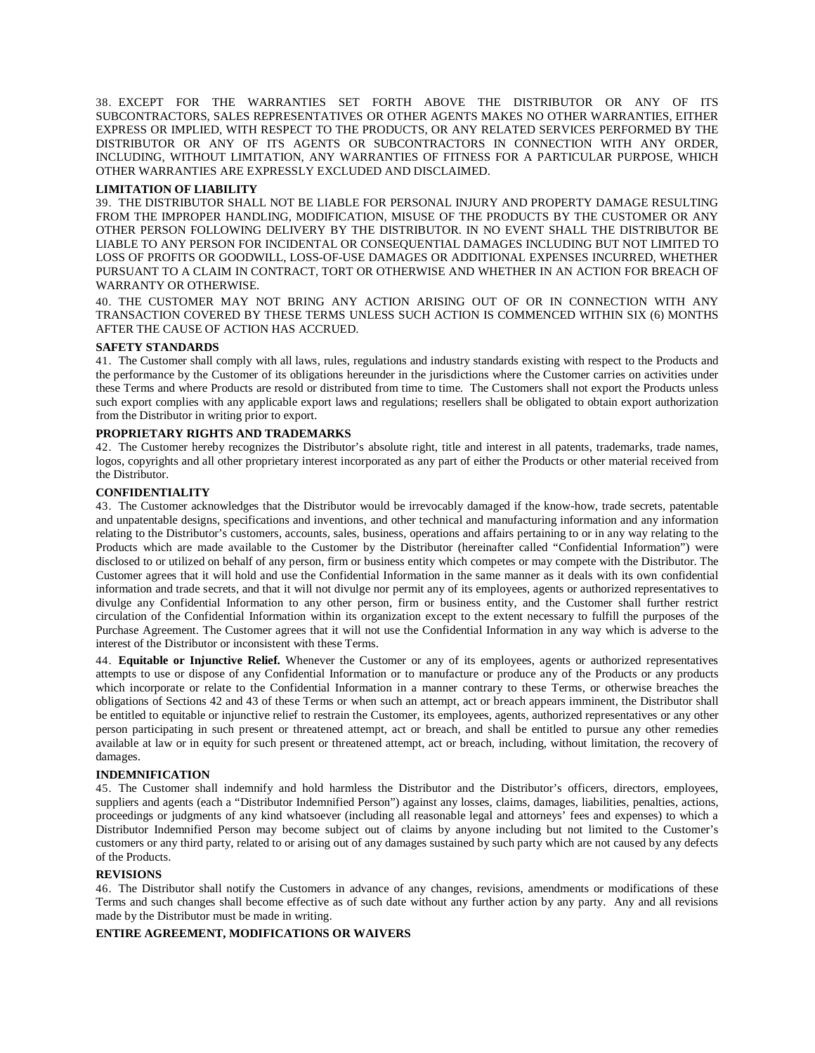38. EXCEPT FOR THE WARRANTIES SET FORTH ABOVE THE DISTRIBUTOR OR ANY OF ITS SUBCONTRACTORS, SALES REPRESENTATIVES OR OTHER AGENTS MAKES NO OTHER WARRANTIES, EITHER EXPRESS OR IMPLIED, WITH RESPECT TO THE PRODUCTS, OR ANY RELATED SERVICES PERFORMED BY THE DISTRIBUTOR OR ANY OF ITS AGENTS OR SUBCONTRACTORS IN CONNECTION WITH ANY ORDER, INCLUDING, WITHOUT LIMITATION, ANY WARRANTIES OF FITNESS FOR A PARTICULAR PURPOSE, WHICH OTHER WARRANTIES ARE EXPRESSLY EXCLUDED AND DISCLAIMED.

**LIMITATION OF LIABILITY**

39. THE DISTRIBUTOR SHALL NOT BE LIABLE FOR PERSONAL INJURY AND PROPERTY DAMAGE RESULTING FROM THE IMPROPER HANDLING, MODIFICATION, MISUSE OF THE PRODUCTS BY THE CUSTOMER OR ANY OTHER PERSON FOLLOWING DELIVERY BY THE DISTRIBUTOR. IN NO EVENT SHALL THE DISTRIBUTOR BE LIABLE TO ANY PERSON FOR INCIDENTAL OR CONSEQUENTIAL DAMAGES INCLUDING BUT NOT LIMITED TO LOSS OF PROFITS OR GOODWILL, LOSS-OF-USE DAMAGES OR ADDITIONAL EXPENSES INCURRED, WHETHER PURSUANT TO A CLAIM IN CONTRACT, TORT OR OTHERWISE AND WHETHER IN AN ACTION FOR BREACH OF WARRANTY OR OTHERWISE.

40. THE CUSTOMER MAY NOT BRING ANY ACTION ARISING OUT OF OR IN CONNECTION WITH ANY TRANSACTION COVERED BY THESE TERMS UNLESS SUCH ACTION IS COMMENCED WITHIN SIX (6) MONTHS AFTER THE CAUSE OF ACTION HAS ACCRUED.

**SAFETY STANDARDS**

41. The Customer shall comply with all laws, rules, regulations and industry standards existing with respect to the Products and the performance by the Customer of its obligations hereunder in the jurisdictions where the Customer carries on activities under these Terms and where Products are resold or distributed from time to time. The Customers shall not export the Products unless such export complies with any applicable export laws and regulations; resellers shall be obligated to obtain export authorization from the Distributor in writing prior to export.

**PROPRIETARY RIGHTS AND TRADEMARKS**

42. The Customer hereby recognizes the Distributor's absolute right, title and interest in all patents, trademarks, trade names, logos, copyrights and all other proprietary interest incorporated as any part of either the Products or other material received from the Distributor.

**CONFIDENTIALITY**

43. The Customer acknowledges that the Distributor would be irrevocably damaged if the know-how, trade secrets, patentable and unpatentable designs, specifications and inventions, and other technical and manufacturing information and any information relating to the Distributor's customers, accounts, sales, business, operations and affairs pertaining to or in any way relating to the Products which are made available to the Customer by the Distributor (hereinafter called "Confidential Information") were disclosed to or utilized on behalf of any person, firm or business entity which competes or may compete with the Distributor. The Customer agrees that it will hold and use the Confidential Information in the same manner as it deals with its own confidential information and trade secrets, and that it will not divulge nor permit any of its employees, agents or authorized representatives to divulge any Confidential Information to any other person, firm or business entity, and the Customer shall further restrict circulation of the Confidential Information within its organization except to the extent necessary to fulfill the purposes of the Purchase Agreement. The Customer agrees that it will not use the Confidential Information in any way which is adverse to the interest of the Distributor or inconsistent with these Terms.

44. **Equitable or Injunctive Relief.** Whenever the Customer or any of its employees, agents or authorized representatives attempts to use or dispose of any Confidential Information or to manufacture or produce any of the Products or any products which incorporate or relate to the Confidential Information in a manner contrary to these Terms, or otherwise breaches the obligations of Sections 42 and 43 of these Terms or when such an attempt, act or breach appears imminent, the Distributor shall be entitled to equitable or injunctive relief to restrain the Customer, its employees, agents, authorized representatives or any other person participating in such present or threatened attempt, act or breach, and shall be entitled to pursue any other remedies available at law or in equity for such present or threatened attempt, act or breach, including, without limitation, the recovery of damages.

**INDEMNIFICATION**

45. The Customer shall indemnify and hold harmless the Distributor and the Distributor's officers, directors, employees, suppliers and agents (each a "Distributor Indemnified Person") against any losses, claims, damages, liabilities, penalties, actions, proceedings or judgments of any kind whatsoever (including all reasonable legal and attorneys' fees and expenses) to which a Distributor Indemnified Person may become subject out of claims by anyone including but not limited to the Customer's customers or any third party, related to or arising out of any damages sustained by such party which are not caused by any defects of the Products.

**REVISIONS**

46. The Distributor shall notify the Customers in advance of any changes, revisions, amendments or modifications of these Terms and such changes shall become effective as of such date without any further action by any party. Any and all revisions made by the Distributor must be made in writing.

**ENTIRE AGREEMENT, MODIFICATIONS OR WAIVERS**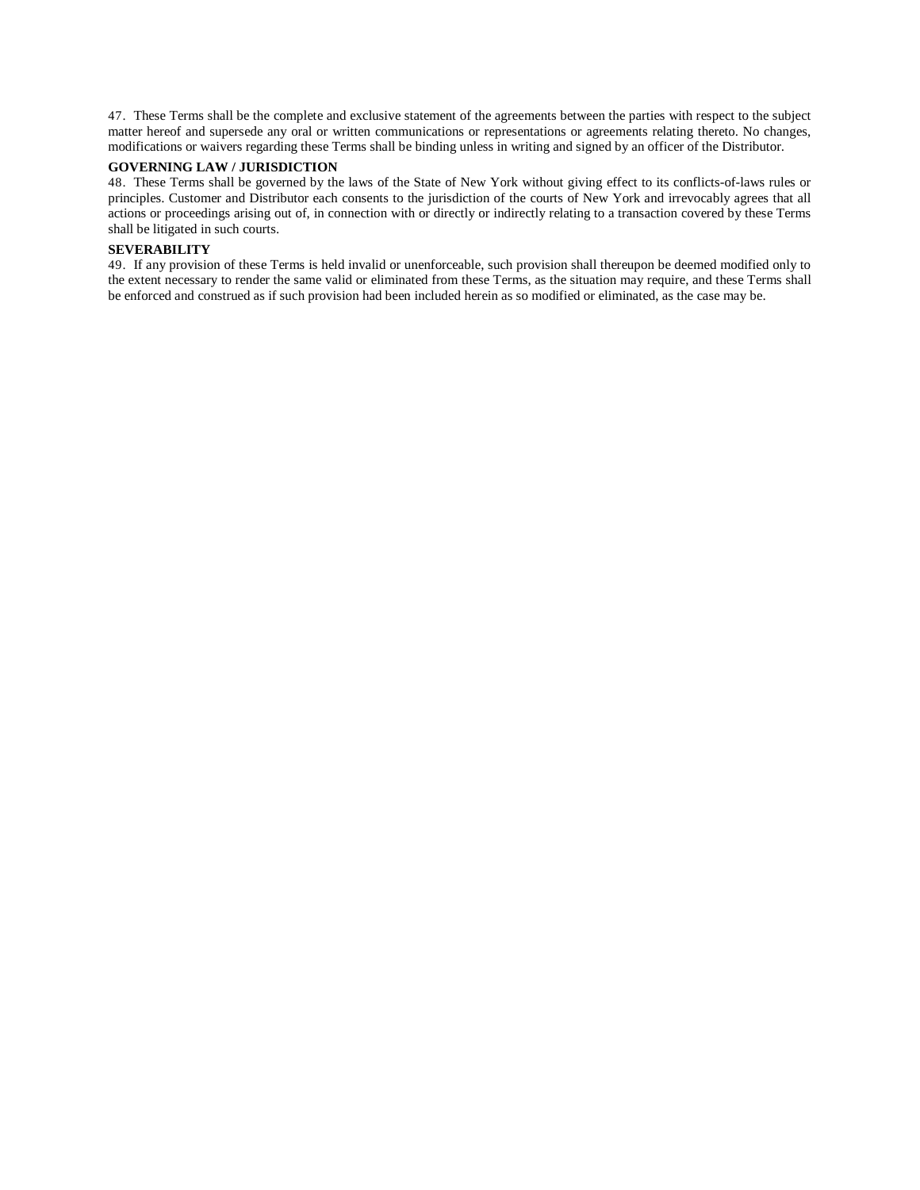47. These Terms shall be the complete and exclusive statement of the agreements between the parties with respect to the subject matter hereof and supersede any oral or written communications or representations or agreements relating thereto. No changes, modifications or waivers regarding these Terms shall be binding unless in writing and signed by an officer of the Distributor.

**GOVERNING LAW / JURISDICTION**

48. These Terms shall be governed by the laws of the State of New York without giving effect to its conflicts-of-laws rules or principles. Customer and Distributor each consents to the jurisdiction of the courts of New York and irrevocably agrees that all actions or proceedings arising out of, in connection with or directly or indirectly relating to a transaction covered by these Terms shall be litigated in such courts.

**SEVERABILITY**

49. If any provision of these Terms is held invalid or unenforceable, such provision shall thereupon be deemed modified only to the extent necessary to render the same valid or eliminated from these Terms, as the situation may require, and these Terms shall be enforced and construed as if such provision had been included herein as so modified or eliminated, as the case may be.